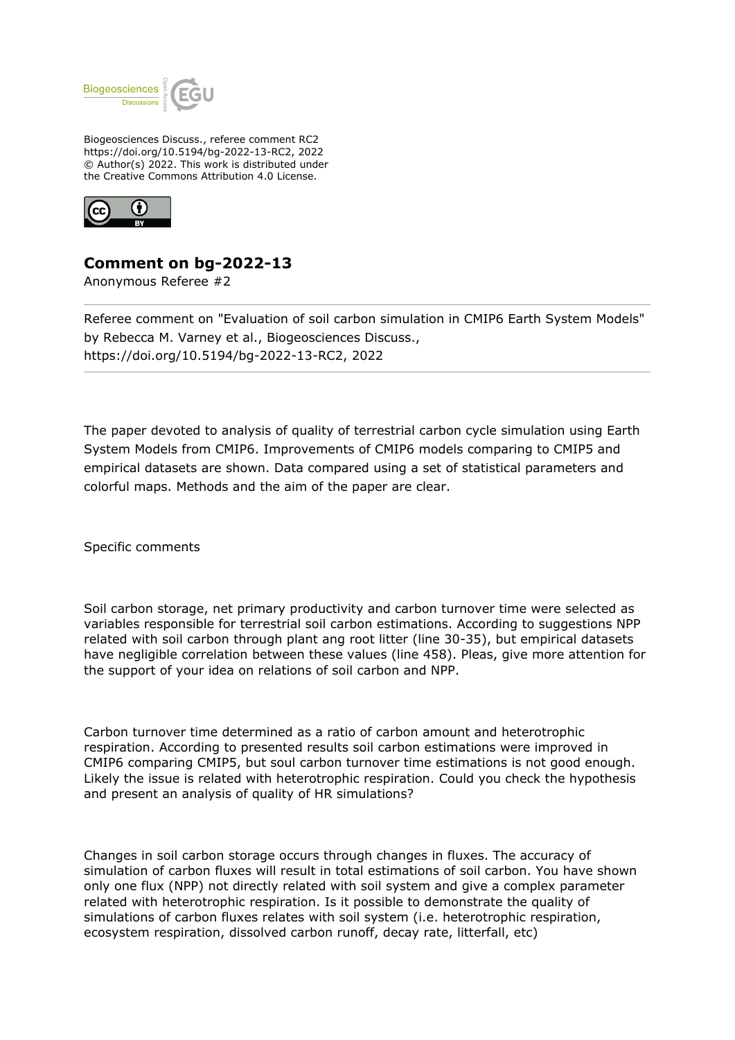Biogeosciences Discuss., referee comment RC2
https://doi.org/10.5194/bg-2022-13-RC2, 2022
© Author(s) 2022. This work is distributed under
the Creative Commons Attribution 4.0 License.

# Comment on bg-2022-13

Anonymous Referee #2

Referee comment on "Evaluation of soil carbon simulation in CMIP6 Earth System Models" by Rebecca M. Varney et al., Biogeosciences Discuss., https://doi.org/10.5194/bg-2022-13-RC2, 2022

The paper devoted to analysis of quality of terrestrial carbon cycle simulation using Earth System Models from CMIP6. Improvements of CMIP6 models comparing to CMIP5 and empirical datasets are shown. Data compared using a set of statistical parameters and colorful maps. Methods and the aim of the paper are clear.

Specific comments

Soil carbon storage, net primary productivity and carbon turnover time were selected as variables responsible for terrestrial soil carbon estimations. According to suggestions NPP related with soil carbon through plant ang root litter (line 30-35), but empirical datasets have negligible correlation between these values (line 458). Pleas, give more attention for the support of your idea on relations of soil carbon and NPP.

Carbon turnover time determined as a ratio of carbon amount and heterotrophic respiration. According to presented results soil carbon estimations were improved in CMIP6 comparing CMIP5, but soul carbon turnover time estimations is not good enough. Likely the issue is related with heterotrophic respiration. Could you check the hypothesis and present an analysis of quality of HR simulations?

Changes in soil carbon storage occurs through changes in fluxes. The accuracy of simulation of carbon fluxes will result in total estimations of soil carbon. You have shown only one flux (NPP) not directly related with soil system and give a complex parameter related with heterotrophic respiration. Is it possible to demonstrate the quality of simulations of carbon fluxes relates with soil system (i.e. heterotrophic respiration, ecosystem respiration, dissolved carbon runoff, decay rate, litterfall, etc)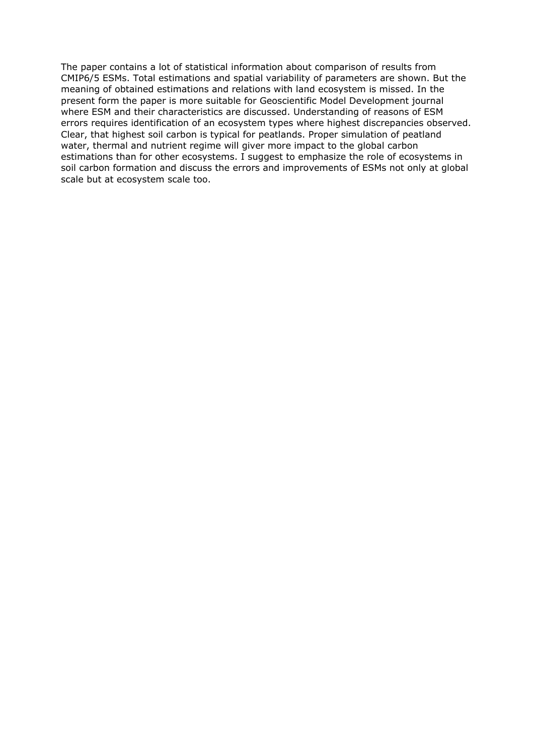The paper contains a lot of statistical information about comparison of results from CMIP6/5 ESMs. Total estimations and spatial variability of parameters are shown. But the meaning of obtained estimations and relations with land ecosystem is missed. In the present form the paper is more suitable for Geoscientific Model Development journal where ESM and their characteristics are discussed. Understanding of reasons of ESM errors requires identification of an ecosystem types where highest discrepancies observed. Clear, that highest soil carbon is typical for peatlands. Proper simulation of peatland water, thermal and nutrient regime will giver more impact to the global carbon estimations than for other ecosystems. I suggest to emphasize the role of ecosystems in soil carbon formation and discuss the errors and improvements of ESMs not only at global scale but at ecosystem scale too.